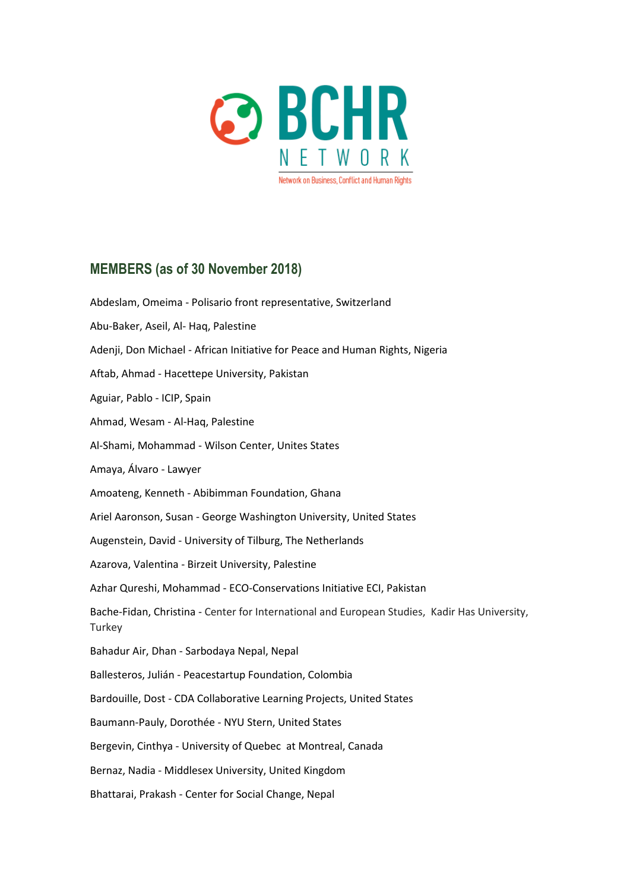BCHR NETWORK

Network on Business, Conflict and Human Rights

## MEMBERS (as of 30 November 2018)

Abdeslam, Omeima - Polisario front representative, Switzerland

Abu-Baker, Aseil, Al- Haq, Palestine

Adenji, Don Michael - African Initiative for Peace and Human Rights, Nigeria

Aftab, Ahmad - Hacettepe University, Pakistan

Aguiar, Pablo - ICIP, Spain

Ahmad, Wesam - Al-Haq, Palestine

Al-Shami, Mohammad - Wilson Center, Unites States

Amaya, Álvaro - Lawyer

Amoateng, Kenneth - Abibimman Foundation, Ghana

Ariel Aaronson, Susan - George Washington University, United States

Augenstein, David - University of Tilburg, The Netherlands

Azarova, Valentina - Birzeit University, Palestine

Azhar Qureshi, Mohammad - ECO-Conservations Initiative ECI, Pakistan

Bache-Fidan, Christina - Center for International and European Studies, Kadir Has University, Turkey

Bahadur Air, Dhan - Sarbodaya Nepal, Nepal

Ballesteros, Julián - Peacestartup Foundation, Colombia

Bardouille, Dost - CDA Collaborative Learning Projects, United States

Baumann-Pauly, Dorothée - NYU Stern, United States

Bergevin, Cinthya - University of Quebec at Montreal, Canada

Bernaz, Nadia - Middlesex University, United Kingdom

Bhattarai, Prakash - Center for Social Change, Nepal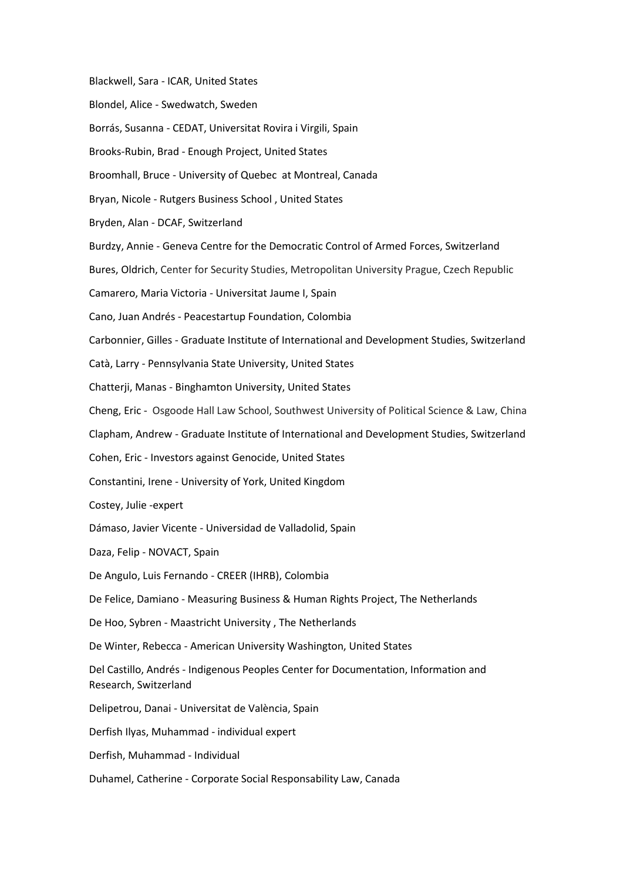Blackwell, Sara - ICAR, United States

Blondel, Alice - Swedwatch, Sweden

Borrás, Susanna - CEDAT, Universitat Rovira i Virgili, Spain

Brooks-Rubin, Brad - Enough Project, United States

Broomhall, Bruce - University of Quebec at Montreal, Canada

Bryan, Nicole - Rutgers Business School , United States

Bryden, Alan - DCAF, Switzerland

Burdzy, Annie - Geneva Centre for the Democratic Control of Armed Forces, Switzerland

Bures, Oldrich, Center for Security Studies, Metropolitan University Prague, Czech Republic

Camarero, Maria Victoria - Universitat Jaume I, Spain

Cano, Juan Andrés - Peacestartup Foundation, Colombia

Carbonnier, Gilles - Graduate Institute of International and Development Studies, Switzerland

Catà, Larry - Pennsylvania State University, United States

Chatterji, Manas - Binghamton University, United States

Cheng, Eric - Osgoode Hall Law School, Southwest University of Political Science & Law, China

Clapham, Andrew - Graduate Institute of International and Development Studies, Switzerland

Cohen, Eric - Investors against Genocide, United States

Constantini, Irene - University of York, United Kingdom

Costey, Julie -expert

Dámaso, Javier Vicente - Universidad de Valladolid, Spain

Daza, Felip - NOVACT, Spain

De Angulo, Luis Fernando - CREER (IHRB), Colombia

De Felice, Damiano - Measuring Business & Human Rights Project, The Netherlands

De Hoo, Sybren - Maastricht University , The Netherlands

De Winter, Rebecca - American University Washington, United States

Del Castillo, Andrés - Indigenous Peoples Center for Documentation, Information and Research, Switzerland

Delipetrou, Danai - Universitat de València, Spain

Derfish Ilyas, Muhammad - individual expert

Derfish, Muhammad - Individual

Duhamel, Catherine - Corporate Social Responsability Law, Canada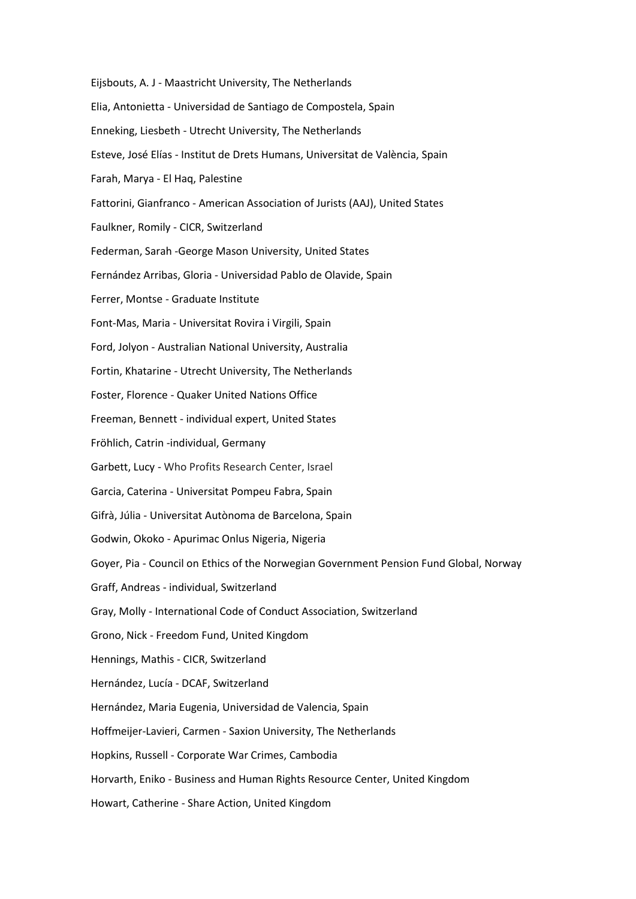Eijsbouts, A. J - Maastricht University, The Netherlands

Elia, Antonietta - Universidad de Santiago de Compostela, Spain

Enneking, Liesbeth - Utrecht University, The Netherlands

Esteve, José Elías - Institut de Drets Humans, Universitat de València, Spain

Farah, Marya - El Haq, Palestine

Fattorini, Gianfranco - American Association of Jurists (AAJ), United States

Faulkner, Romily - CICR, Switzerland

Federman, Sarah -George Mason University, United States

Fernández Arribas, Gloria - Universidad Pablo de Olavide, Spain

Ferrer, Montse - Graduate Institute

Font-Mas, Maria - Universitat Rovira i Virgili, Spain

Ford, Jolyon - Australian National University, Australia

Fortin, Khatarine - Utrecht University, The Netherlands

Foster, Florence - Quaker United Nations Office

Freeman, Bennett - individual expert, United States

Fröhlich, Catrin -individual, Germany

Garbett, Lucy - Who Profits Research Center, Israel

Garcia, Caterina - Universitat Pompeu Fabra, Spain

Gifrà, Júlia - Universitat Autònoma de Barcelona, Spain

Godwin, Okoko - Apurimac Onlus Nigeria, Nigeria

Goyer, Pia - Council on Ethics of the Norwegian Government Pension Fund Global, Norway

Graff, Andreas - individual, Switzerland

Gray, Molly - International Code of Conduct Association, Switzerland

Grono, Nick - Freedom Fund, United Kingdom

Hennings, Mathis - CICR, Switzerland

Hernández, Lucía - DCAF, Switzerland

Hernández, Maria Eugenia, Universidad de Valencia, Spain

Hoffmeijer-Lavieri, Carmen - Saxion University, The Netherlands

Hopkins, Russell - Corporate War Crimes, Cambodia

Horvarth, Eniko - Business and Human Rights Resource Center, United Kingdom

Howart, Catherine - Share Action, United Kingdom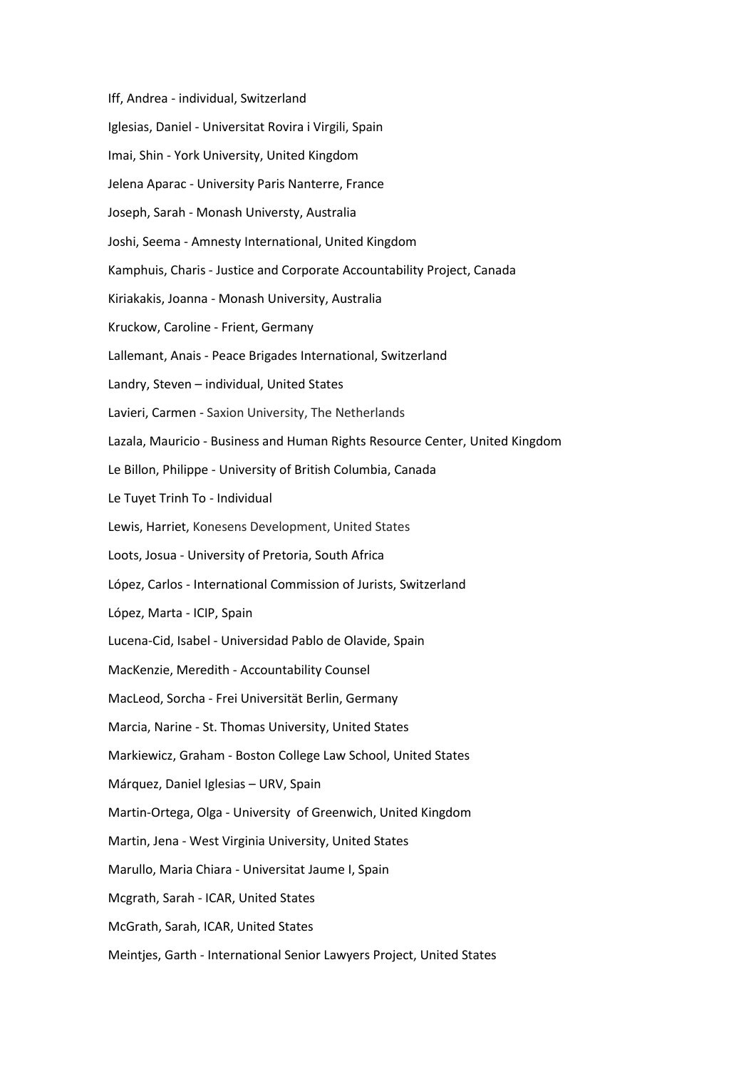Iff, Andrea - individual, Switzerland

Iglesias, Daniel - Universitat Rovira i Virgili, Spain

Imai, Shin - York University, United Kingdom

Jelena Aparac - University Paris Nanterre, France

Joseph, Sarah - Monash Universty, Australia

Joshi, Seema - Amnesty International, United Kingdom

Kamphuis, Charis - Justice and Corporate Accountability Project, Canada

Kiriakakis, Joanna - Monash University, Australia

Kruckow, Caroline - Frient, Germany

Lallemant, Anais - Peace Brigades International, Switzerland

Landry, Steven – individual, United States

Lavieri, Carmen - Saxion University, The Netherlands

Lazala, Mauricio - Business and Human Rights Resource Center, United Kingdom

Le Billon, Philippe - University of British Columbia, Canada

Le Tuyet Trinh To - Individual

Lewis, Harriet, Konesens Development, United States

Loots, Josua - University of Pretoria, South Africa

López, Carlos - International Commission of Jurists, Switzerland

López, Marta - ICIP, Spain

Lucena-Cid, Isabel - Universidad Pablo de Olavide, Spain

MacKenzie, Meredith - Accountability Counsel

MacLeod, Sorcha - Frei Universität Berlin, Germany

Marcia, Narine - St. Thomas University, United States

Markiewicz, Graham - Boston College Law School, United States

Márquez, Daniel Iglesias – URV, Spain

Martin-Ortega, Olga - University of Greenwich, United Kingdom

Martin, Jena - West Virginia University, United States

Marullo, Maria Chiara - Universitat Jaume I, Spain

Mcgrath, Sarah - ICAR, United States

McGrath, Sarah, ICAR, United States

Meintjes, Garth - International Senior Lawyers Project, United States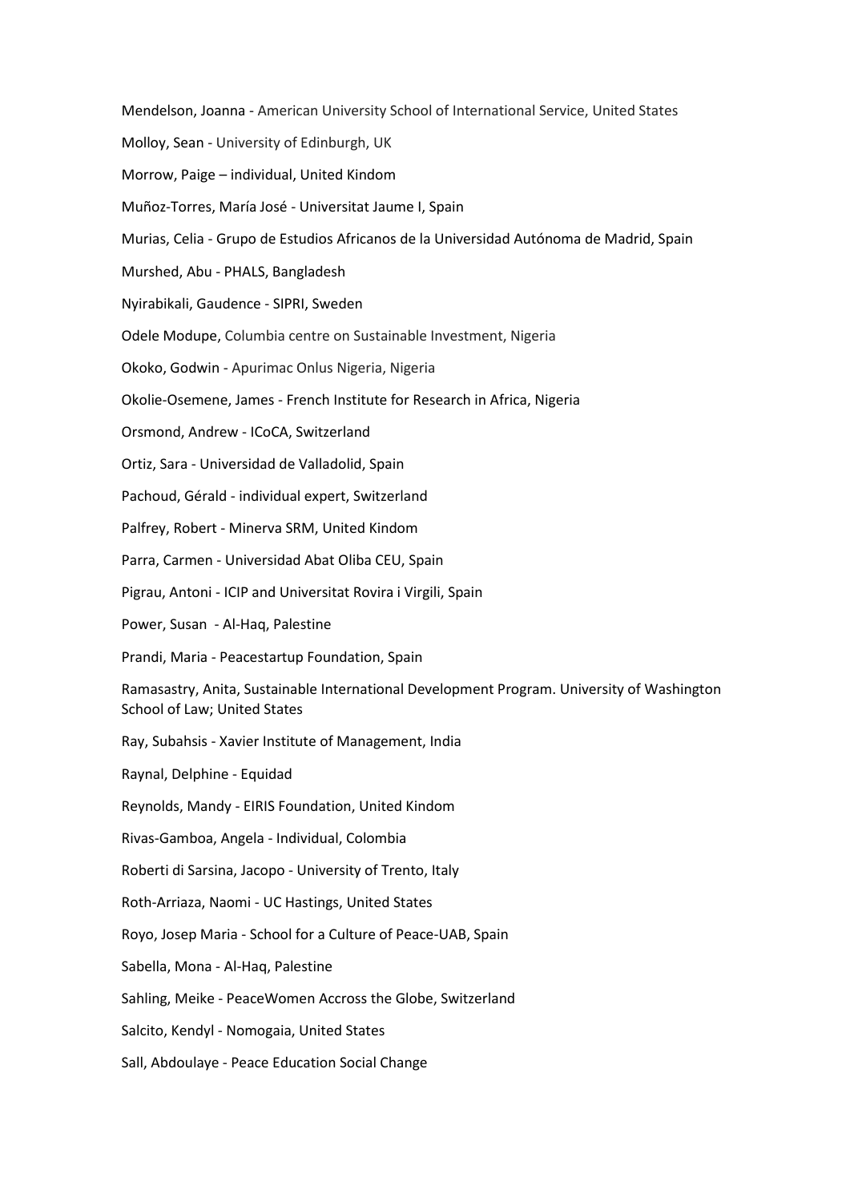Mendelson, Joanna - American University School of International Service, United States

Molloy, Sean - University of Edinburgh, UK

Morrow, Paige – individual, United Kindom

Muñoz-Torres, María José - Universitat Jaume I, Spain

Murias, Celia - Grupo de Estudios Africanos de la Universidad Autónoma de Madrid, Spain

Murshed, Abu - PHALS, Bangladesh

Nyirabikali, Gaudence - SIPRI, Sweden

Odele Modupe, Columbia centre on Sustainable Investment, Nigeria

Okoko, Godwin - Apurimac Onlus Nigeria, Nigeria

Okolie-Osemene, James - French Institute for Research in Africa, Nigeria

Orsmond, Andrew - ICoCA, Switzerland

Ortiz, Sara - Universidad de Valladolid, Spain

Pachoud, Gérald - individual expert, Switzerland

Palfrey, Robert - Minerva SRM, United Kindom

Parra, Carmen - Universidad Abat Oliba CEU, Spain

Pigrau, Antoni - ICIP and Universitat Rovira i Virgili, Spain

Power, Susan - Al-Haq, Palestine

Prandi, Maria - Peacestartup Foundation, Spain

Ramasastry, Anita, Sustainable International Development Program. University of Washington School of Law; United States

Ray, Subahsis - Xavier Institute of Management, India

Raynal, Delphine - Equidad

Reynolds, Mandy - EIRIS Foundation, United Kindom

Rivas-Gamboa, Angela - Individual, Colombia

Roberti di Sarsina, Jacopo - University of Trento, Italy

Roth-Arriaza, Naomi - UC Hastings, United States

Royo, Josep Maria - School for a Culture of Peace-UAB, Spain

Sabella, Mona - Al-Haq, Palestine

Sahling, Meike - PeaceWomen Accross the Globe, Switzerland

Salcito, Kendyl - Nomogaia, United States

Sall, Abdoulaye - Peace Education Social Change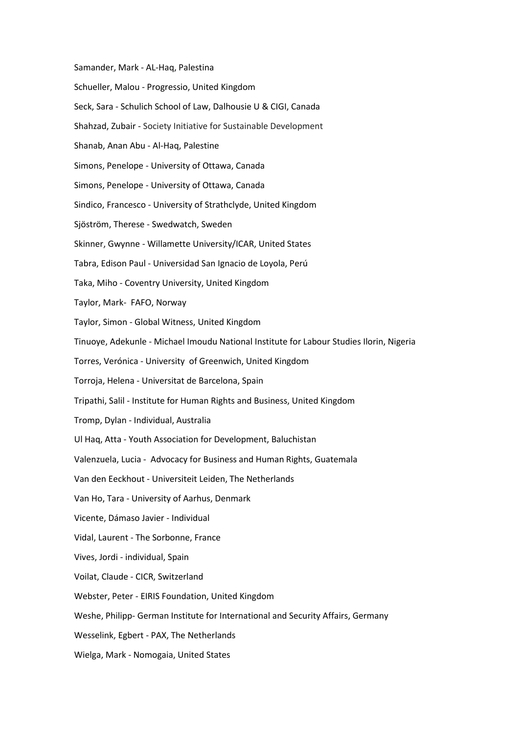Samander, Mark - AL-Haq, Palestina

Schueller, Malou - Progressio, United Kingdom

Seck, Sara - Schulich School of Law, Dalhousie U & CIGI, Canada

Shahzad, Zubair - Society Initiative for Sustainable Development

Shanab, Anan Abu - Al-Haq, Palestine

Simons, Penelope - University of Ottawa, Canada

Simons, Penelope - University of Ottawa, Canada

Sindico, Francesco - University of Strathclyde, United Kingdom

Sjöström, Therese - Swedwatch, Sweden

Skinner, Gwynne - Willamette University/ICAR, United States

Tabra, Edison Paul - Universidad San Ignacio de Loyola, Perú

Taka, Miho - Coventry University, United Kingdom

Taylor, Mark- FAFO, Norway

Taylor, Simon - Global Witness, United Kingdom

Tinuoye, Adekunle - Michael Imoudu National Institute for Labour Studies Ilorin, Nigeria

Torres, Verónica - University of Greenwich, United Kingdom

Torroja, Helena - Universitat de Barcelona, Spain

Tripathi, Salil - Institute for Human Rights and Business, United Kingdom

Tromp, Dylan - Individual, Australia

Ul Haq, Atta - Youth Association for Development, Baluchistan

Valenzuela, Lucia - Advocacy for Business and Human Rights, Guatemala

Van den Eeckhout - Universiteit Leiden, The Netherlands

Van Ho, Tara - University of Aarhus, Denmark

Vicente, Dámaso Javier - Individual

Vidal, Laurent - The Sorbonne, France

Vives, Jordi - individual, Spain

Voilat, Claude - CICR, Switzerland

Webster, Peter - EIRIS Foundation, United Kingdom

Weshe, Philipp- German Institute for International and Security Affairs, Germany

Wesselink, Egbert - PAX, The Netherlands

Wielga, Mark - Nomogaia, United States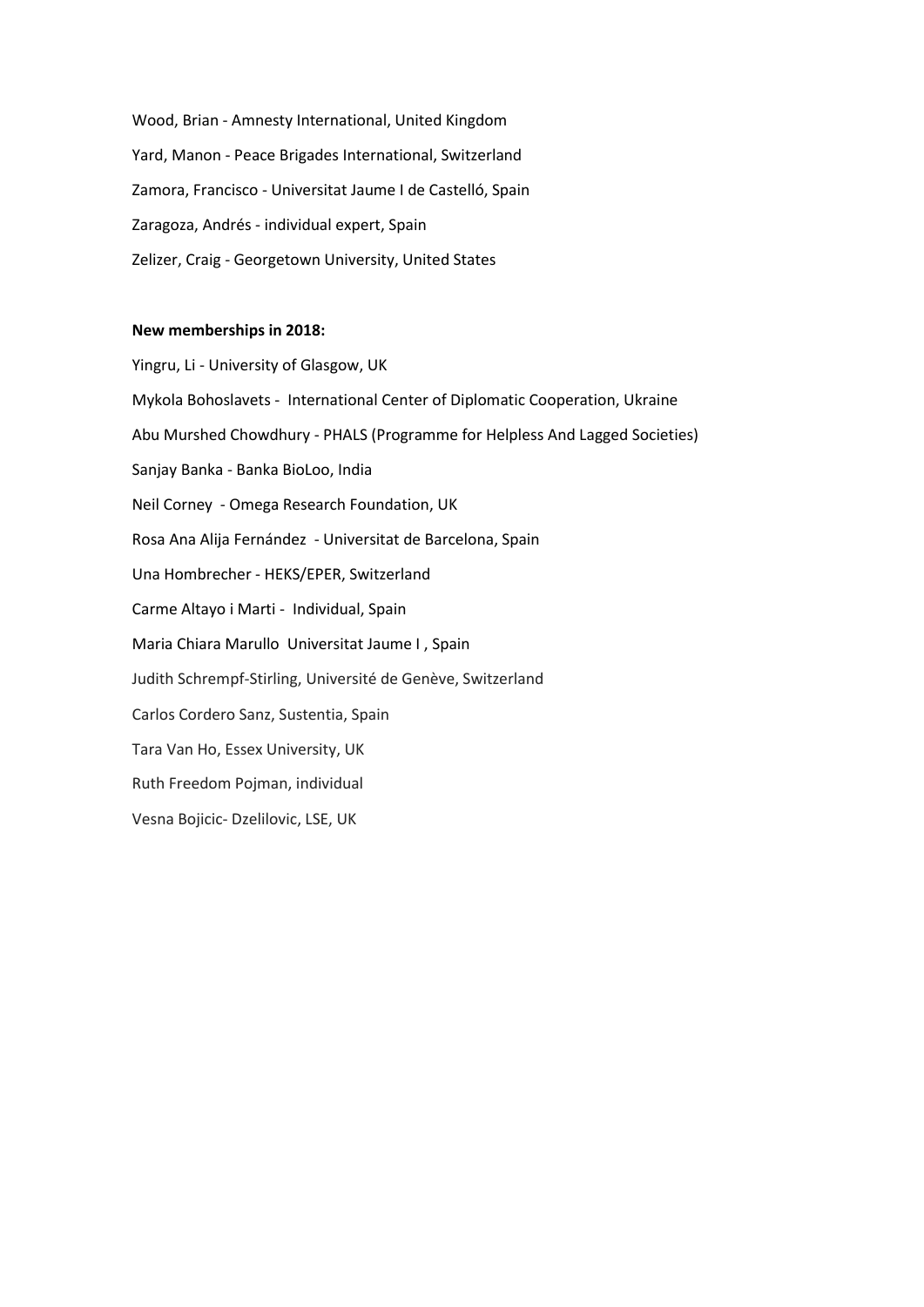Wood, Brian - Amnesty International, United Kingdom

Yard, Manon - Peace Brigades International, Switzerland

Zamora, Francisco - Universitat Jaume I de Castelló, Spain

Zaragoza, Andrés - individual expert, Spain

Zelizer, Craig - Georgetown University, United States

**New memberships in 2018:**

Yingru, Li - University of Glasgow, UK

Mykola Bohoslavets - International Center of Diplomatic Cooperation, Ukraine

Abu Murshed Chowdhury - PHALS (Programme for Helpless And Lagged Societies)

Sanjay Banka - Banka BioLoo, India

Neil Corney - Omega Research Foundation, UK

Rosa Ana Alija Fernández - Universitat de Barcelona, Spain

Una Hombrecher - HEKS/EPER, Switzerland

Carme Altayo i Marti - Individual, Spain

Maria Chiara Marullo Universitat Jaume I , Spain

Judith Schrempf-Stirling, Université de Genève, Switzerland

Carlos Cordero Sanz, Sustentia, Spain

Tara Van Ho, Essex University, UK

Ruth Freedom Pojman, individual

Vesna Bojicic- Dzelilovic, LSE, UK